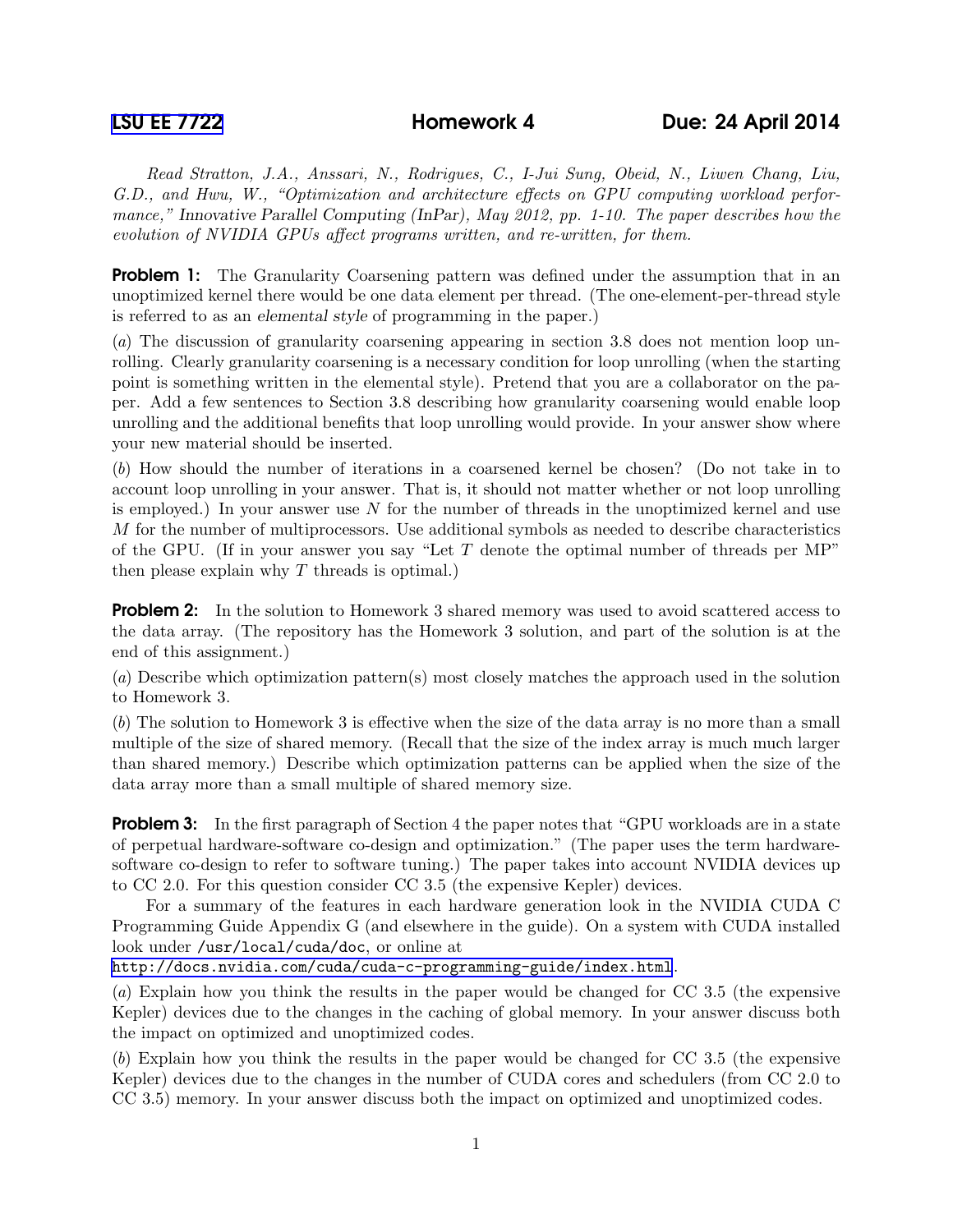LSU EE 7722 **Homework 4** **Due: 24 April 2014**

*Read Stratton, J.A., Anssari, N., Rodrigues, C., I-Jui Sung, Obeid, N., Liwen Chang, Liu, G.D., and Hwu, W., "Optimization and architecture effects on GPU computing workload performance,"* Innovative Parallel Computing (InPar)*, May 2012, pp. 1-10. The paper describes how the evolution of NVIDIA GPUs affect programs written, and re-written, for them.*

**Problem 1:** The Granularity Coarsening pattern was defined under the assumption that in an unoptimized kernel there would be one data element per thread. (The one-element-per-thread style is referred to as an *elemental style* of programming in the paper.)

(*a*) The discussion of granularity coarsening appearing in section 3.8 does not mention loop unrolling. Clearly granularity coarsening is a necessary condition for loop unrolling (when the starting point is something written in the elemental style). Pretend that you are a collaborator on the paper. Add a few sentences to Section 3.8 describing how granularity coarsening would enable loop unrolling and the additional benefits that loop unrolling would provide. In your answer show where your new material should be inserted.

(*b*) How should the number of iterations in a coarsened kernel be chosen? (Do not take in to account loop unrolling in your answer. That is, it should not matter whether or not loop unrolling is employed.) In your answer use $N$ for the number of threads in the unoptimized kernel and use $M$ for the number of multiprocessors. Use additional symbols as needed to describe characteristics of the GPU. (If in your answer you say "Let $T$ denote the optimal number of threads per MP" then please explain why $T$ threads is optimal.)

**Problem 2:** In the solution to Homework 3 shared memory was used to avoid scattered access to the data array. (The repository has the Homework 3 solution, and part of the solution is at the end of this assignment.)

(*a*) Describe which optimization pattern(s) most closely matches the approach used in the solution to Homework 3.

(*b*) The solution to Homework 3 is effective when the size of the data array is no more than a small multiple of the size of shared memory. (Recall that the size of the index array is much much larger than shared memory.) Describe which optimization patterns can be applied when the size of the data array more than a small multiple of shared memory size.

**Problem 3:** In the first paragraph of Section 4 the paper notes that "GPU workloads are in a state of perpetual hardware-software co-design and optimization." (The paper uses the term hardware-software co-design to refer to software tuning.) The paper takes into account NVIDIA devices up to CC 2.0. For this question consider CC 3.5 (the expensive Kepler) devices.

For a summary of the features in each hardware generation look in the NVIDIA CUDA C Programming Guide Appendix G (and elsewhere in the guide). On a system with CUDA installed look under `/usr/local/cuda/doc`, or online at
`http://docs.nvidia.com/cuda/cuda-c-programming-guide/index.html`.

(*a*) Explain how you think the results in the paper would be changed for CC 3.5 (the expensive Kepler) devices due to the changes in the caching of global memory. In your answer discuss both the impact on optimized and unoptimized codes.

(*b*) Explain how you think the results in the paper would be changed for CC 3.5 (the expensive Kepler) devices due to the changes in the number of CUDA cores and schedulers (from CC 2.0 to CC 3.5) memory. In your answer discuss both the impact on optimized and unoptimized codes.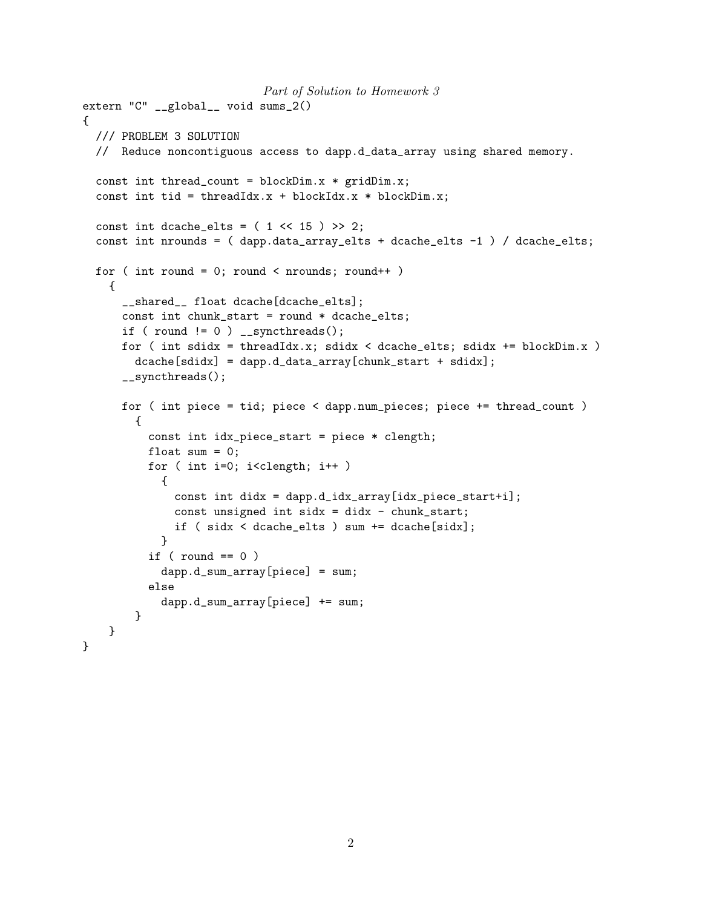*Part of Solution to Homework 3*

```
extern "C" __global__ void sums_2()
{
  /// PROBLEM 3 SOLUTION
  //  Reduce noncontiguous access to dapp.d_data_array using shared memory.

  const int thread_count = blockDim.x * gridDim.x;
  const int tid = threadIdx.x + blockIdx.x * blockDim.x;

  const int dcache_elts = ( 1 << 15 ) >> 2;
  const int nrounds = ( dapp.data_array_elts + dcache_elts -1 ) / dcache_elts;

  for ( int round = 0; round < nrounds; round++ )
    {
      __shared__ float dcache[dcache_elts];
      const int chunk_start = round * dcache_elts;
      if ( round != 0 ) __syncthreads();
      for ( int sdidx = threadIdx.x; sdidx < dcache_elts; sdidx += blockDim.x )
        dcache[sdidx] = dapp.d_data_array[chunk_start + sdidx];
      __syncthreads();

      for ( int piece = tid; piece < dapp.num_pieces; piece += thread_count )
        {
          const int idx_piece_start = piece * clength;
          float sum = 0;
          for ( int i=0; i<clength; i++ )
            {
              const int didx = dapp.d_idx_array[idx_piece_start+i];
              const unsigned int sidx = didx - chunk_start;
              if ( sidx < dcache_elts ) sum += dcache[sidx];
            }
          if ( round == 0 )
            dapp.d_sum_array[piece] = sum;
          else
            dapp.d_sum_array[piece] += sum;
        }
    }
}
```